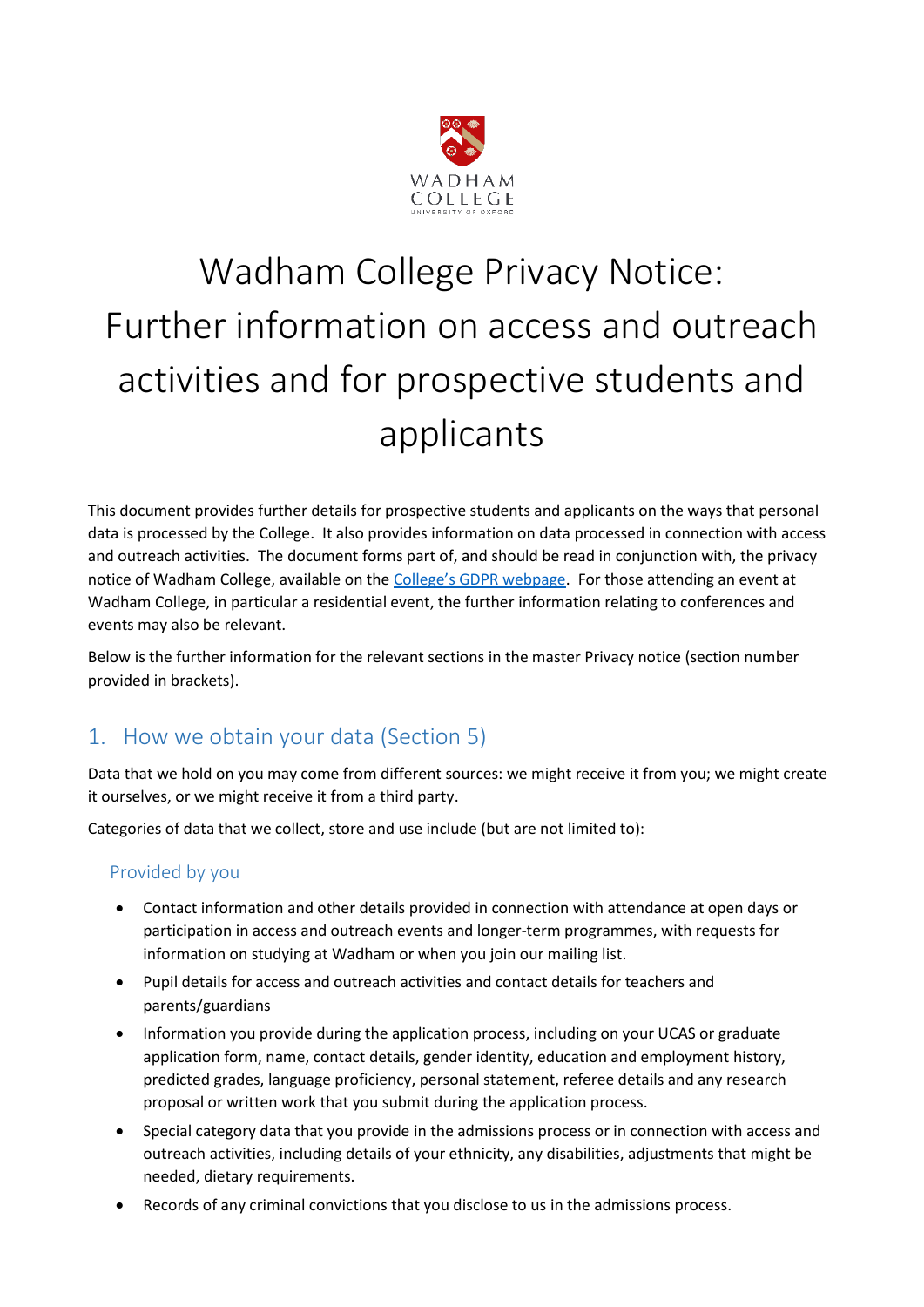# Wadham College Privacy Notice: Further information on access and outreach activities and for prospective students and applicants

This document provides further details for prospective students and applicants on the ways that personal data is processed by the College. It also provides information on data processed in connection with access and outreach activities. The document forms part of, and should be read in conjunction with, the privacy notice of Wadham College, available on the [College's GDPR webpage](). For those attending an event at Wadham College, in particular a residential event, the further information relating to conferences and events may also be relevant.

Below is the further information for the relevant sections in the master Privacy notice (section number provided in brackets).

## 1. How we obtain your data (Section 5)

Data that we hold on you may come from different sources: we might receive it from you; we might create it ourselves, or we might receive it from a third party.

Categories of data that we collect, store and use include (but are not limited to):

### Provided by you

- Contact information and other details provided in connection with attendance at open days or participation in access and outreach events and longer-term programmes, with requests for information on studying at Wadham or when you join our mailing list.
- Pupil details for access and outreach activities and contact details for teachers and parents/guardians
- Information you provide during the application process, including on your UCAS or graduate application form, name, contact details, gender identity, education and employment history, predicted grades, language proficiency, personal statement, referee details and any research proposal or written work that you submit during the application process.
- Special category data that you provide in the admissions process or in connection with access and outreach activities, including details of your ethnicity, any disabilities, adjustments that might be needed, dietary requirements.
- Records of any criminal convictions that you disclose to us in the admissions process.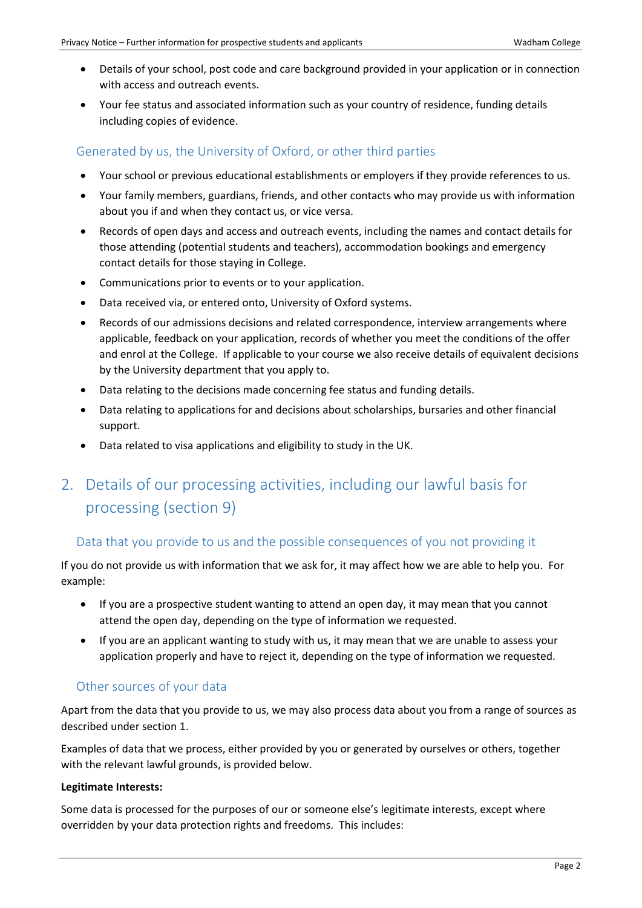- Details of your school, post code and care background provided in your application or in connection with access and outreach events.
- Your fee status and associated information such as your country of residence, funding details including copies of evidence.

### Generated by us, the University of Oxford, or other third parties

- Your school or previous educational establishments or employers if they provide references to us.
- Your family members, guardians, friends, and other contacts who may provide us with information about you if and when they contact us, or vice versa.
- Records of open days and access and outreach events, including the names and contact details for those attending (potential students and teachers), accommodation bookings and emergency contact details for those staying in College.
- Communications prior to events or to your application.
- Data received via, or entered onto, University of Oxford systems.
- Records of our admissions decisions and related correspondence, interview arrangements where applicable, feedback on your application, records of whether you meet the conditions of the offer and enrol at the College. If applicable to your course we also receive details of equivalent decisions by the University department that you apply to.
- Data relating to the decisions made concerning fee status and funding details.
- Data relating to applications for and decisions about scholarships, bursaries and other financial support.
- Data related to visa applications and eligibility to study in the UK.

## 2. Details of our processing activities, including our lawful basis for processing (section 9)

### Data that you provide to us and the possible consequences of you not providing it

If you do not provide us with information that we ask for, it may affect how we are able to help you. For example:

- If you are a prospective student wanting to attend an open day, it may mean that you cannot attend the open day, depending on the type of information we requested.
- If you are an applicant wanting to study with us, it may mean that we are unable to assess your application properly and have to reject it, depending on the type of information we requested.

### Other sources of your data

Apart from the data that you provide to us, we may also process data about you from a range of sources as described under section 1.

Examples of data that we process, either provided by you or generated by ourselves or others, together with the relevant lawful grounds, is provided below.

**Legitimate Interests:**

Some data is processed for the purposes of our or someone else's legitimate interests, except where overridden by your data protection rights and freedoms. This includes: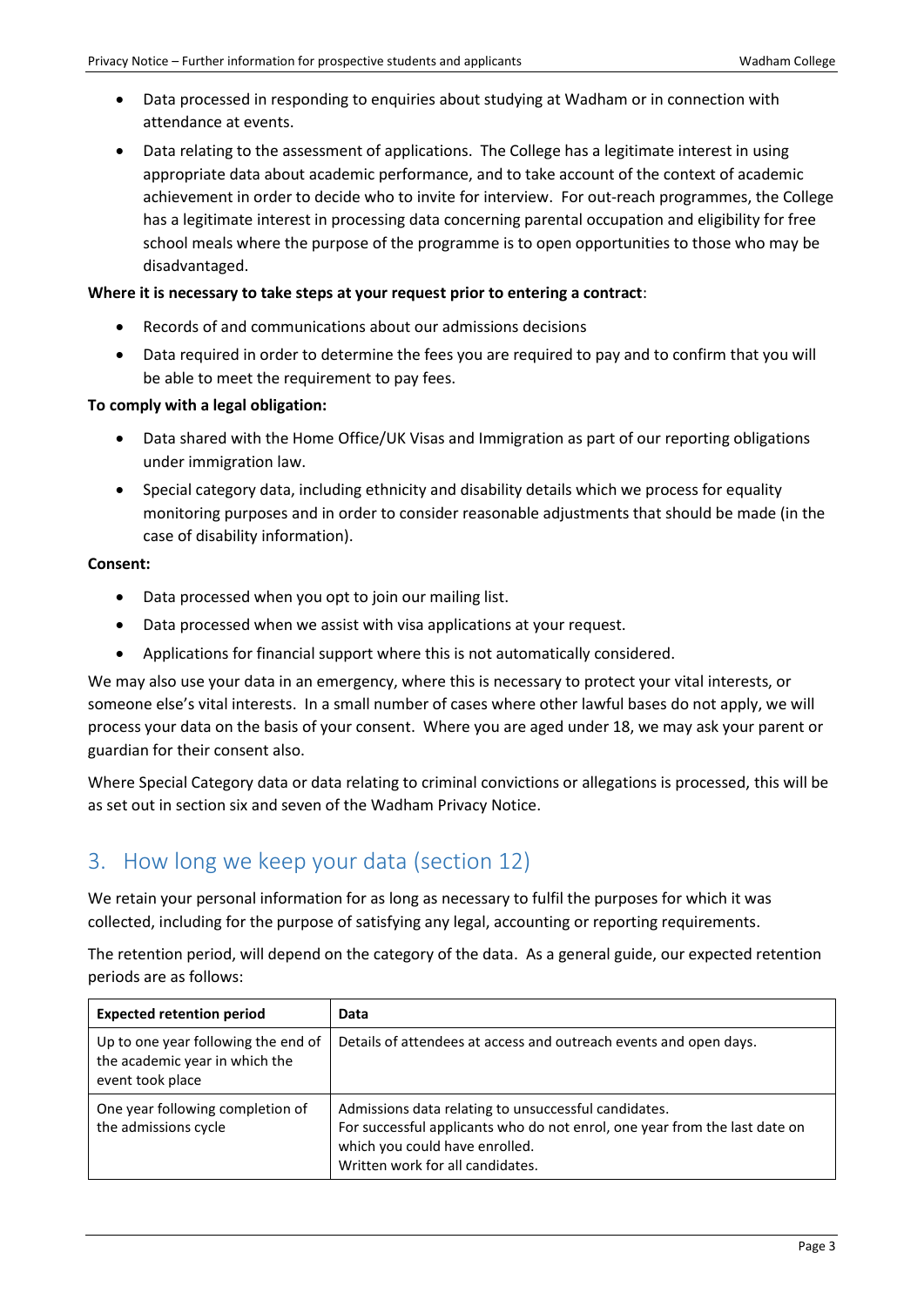- Data processed in responding to enquiries about studying at Wadham or in connection with attendance at events.
- Data relating to the assessment of applications. The College has a legitimate interest in using appropriate data about academic performance, and to take account of the context of academic achievement in order to decide who to invite for interview. For out-reach programmes, the College has a legitimate interest in processing data concerning parental occupation and eligibility for free school meals where the purpose of the programme is to open opportunities to those who may be disadvantaged.

**Where it is necessary to take steps at your request prior to entering a contract**:

- Records of and communications about our admissions decisions
- Data required in order to determine the fees you are required to pay and to confirm that you will be able to meet the requirement to pay fees.

**To comply with a legal obligation:**

- Data shared with the Home Office/UK Visas and Immigration as part of our reporting obligations under immigration law.
- Special category data, including ethnicity and disability details which we process for equality monitoring purposes and in order to consider reasonable adjustments that should be made (in the case of disability information).

**Consent:**

- Data processed when you opt to join our mailing list.
- Data processed when we assist with visa applications at your request.
- Applications for financial support where this is not automatically considered.

We may also use your data in an emergency, where this is necessary to protect your vital interests, or someone else's vital interests. In a small number of cases where other lawful bases do not apply, we will process your data on the basis of your consent. Where you are aged under 18, we may ask your parent or guardian for their consent also.

Where Special Category data or data relating to criminal convictions or allegations is processed, this will be as set out in section six and seven of the Wadham Privacy Notice.

## 3. How long we keep your data (section 12)

We retain your personal information for as long as necessary to fulfil the purposes for which it was collected, including for the purpose of satisfying any legal, accounting or reporting requirements.

The retention period, will depend on the category of the data. As a general guide, our expected retention periods are as follows:

| **Expected retention period** | **Data** |
| --- | --- |
| Up to one year following the end of the academic year in which the event took place | Details of attendees at access and outreach events and open days. |
| One year following completion of the admissions cycle | Admissions data relating to unsuccessful candidates.<br>For successful applicants who do not enrol, one year from the last date on which you could have enrolled.<br>Written work for all candidates. |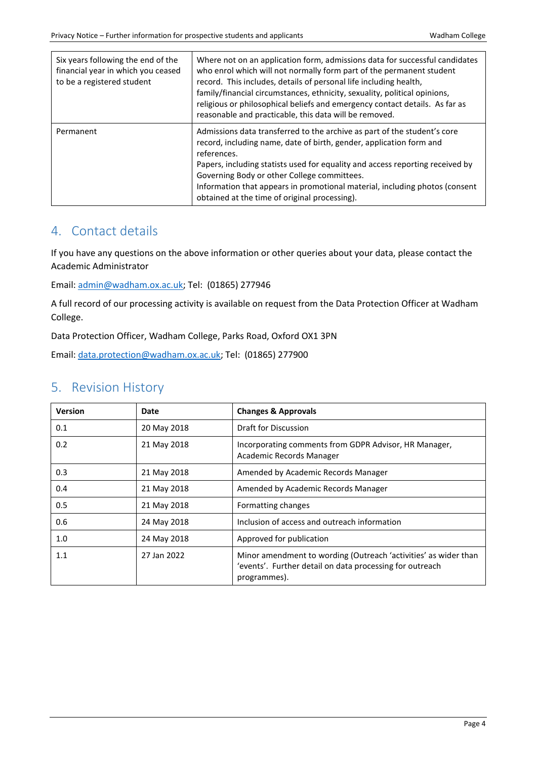| | |
|---|---|
| Six years following the end of the financial year in which you ceased to be a registered student | Where not on an application form, admissions data for successful candidates who enrol which will not normally form part of the permanent student record. This includes, details of personal life including health, family/financial circumstances, ethnicity, sexuality, political opinions, religious or philosophical beliefs and emergency contact details. As far as reasonable and practicable, this data will be removed. |
| Permanent | Admissions data transferred to the archive as part of the student's core record, including name, date of birth, gender, application form and references.<br>Papers, including statists used for equality and access reporting received by Governing Body or other College committees.<br>Information that appears in promotional material, including photos (consent obtained at the time of original processing). |

## 4. Contact details

If you have any questions on the above information or other queries about your data, please contact the Academic Administrator

Email: admin@wadham.ox.ac.uk; Tel: (01865) 277946

A full record of our processing activity is available on request from the Data Protection Officer at Wadham College.

Data Protection Officer, Wadham College, Parks Road, Oxford OX1 3PN

Email: data.protection@wadham.ox.ac.uk; Tel: (01865) 277900

## 5. Revision History

| Version | Date | Changes & Approvals |
|---|---|---|
| 0.1 | 20 May 2018 | Draft for Discussion |
| 0.2 | 21 May 2018 | Incorporating comments from GDPR Advisor, HR Manager, Academic Records Manager |
| 0.3 | 21 May 2018 | Amended by Academic Records Manager |
| 0.4 | 21 May 2018 | Amended by Academic Records Manager |
| 0.5 | 21 May 2018 | Formatting changes |
| 0.6 | 24 May 2018 | Inclusion of access and outreach information |
| 1.0 | 24 May 2018 | Approved for publication |
| 1.1 | 27 Jan 2022 | Minor amendment to wording (Outreach 'activities' as wider than 'events'. Further detail on data processing for outreach programmes). |